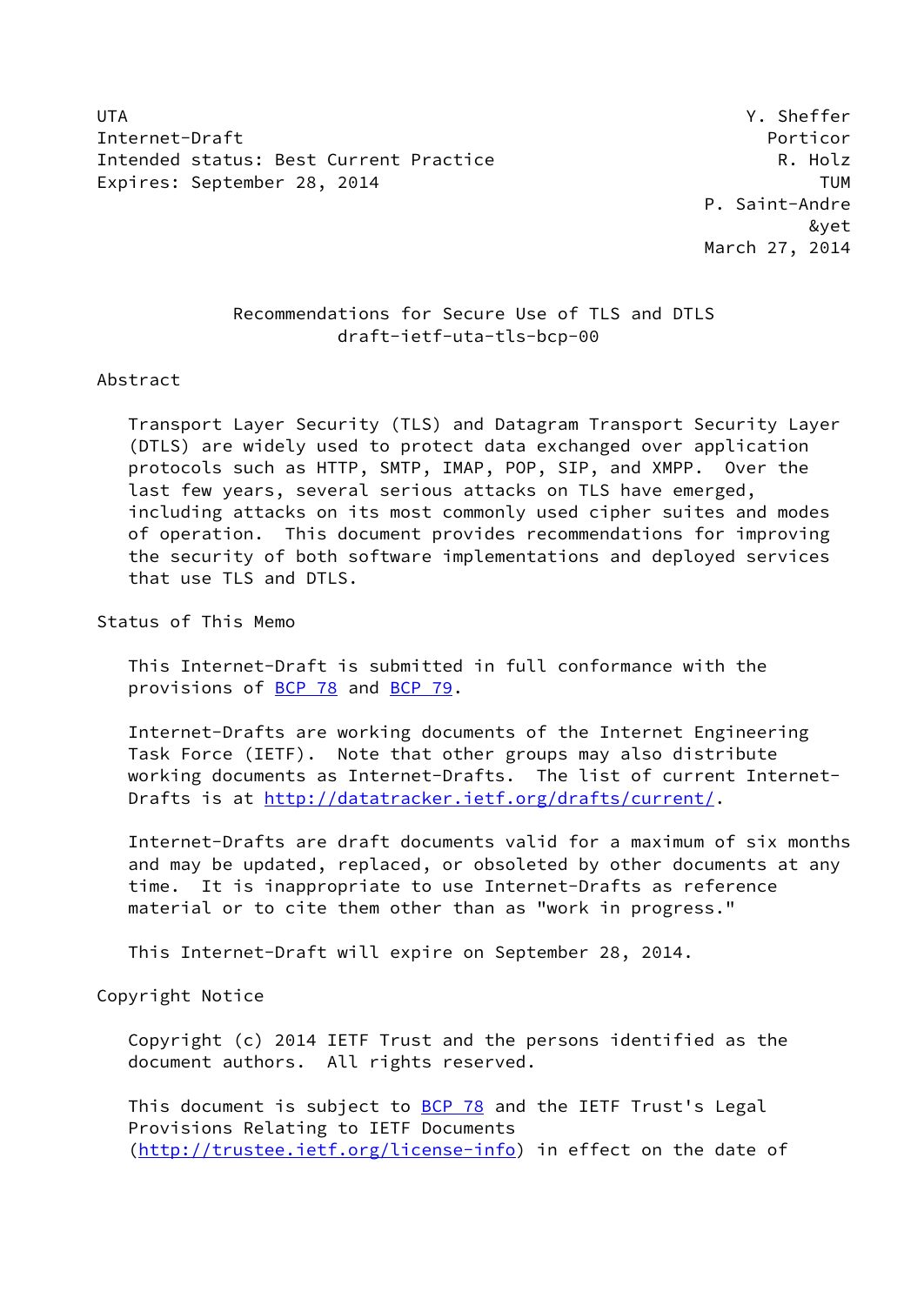UTA Y. Sheffer
Internet-Draft Porticor
Intended status: Best Current Practice R. Holz
Expires: September 28, 2014 TUM
P. Saint-Andre
&yet
March 27, 2014

# Recommendations for Secure Use of TLS and DTLS
draft-ietf-uta-tls-bcp-00

## Abstract

Transport Layer Security (TLS) and Datagram Transport Security Layer (DTLS) are widely used to protect data exchanged over application protocols such as HTTP, SMTP, IMAP, POP, SIP, and XMPP. Over the last few years, several serious attacks on TLS have emerged, including attacks on its most commonly used cipher suites and modes of operation. This document provides recommendations for improving the security of both software implementations and deployed services that use TLS and DTLS.

## Status of This Memo

This Internet-Draft is submitted in full conformance with the provisions of BCP 78 and BCP 79.

Internet-Drafts are working documents of the Internet Engineering Task Force (IETF). Note that other groups may also distribute working documents as Internet-Drafts. The list of current Internet-Drafts is at http://datatracker.ietf.org/drafts/current/.

Internet-Drafts are draft documents valid for a maximum of six months and may be updated, replaced, or obsoleted by other documents at any time. It is inappropriate to use Internet-Drafts as reference material or to cite them other than as "work in progress."

This Internet-Draft will expire on September 28, 2014.

## Copyright Notice

Copyright (c) 2014 IETF Trust and the persons identified as the document authors. All rights reserved.

This document is subject to BCP 78 and the IETF Trust's Legal Provisions Relating to IETF Documents (http://trustee.ietf.org/license-info) in effect on the date of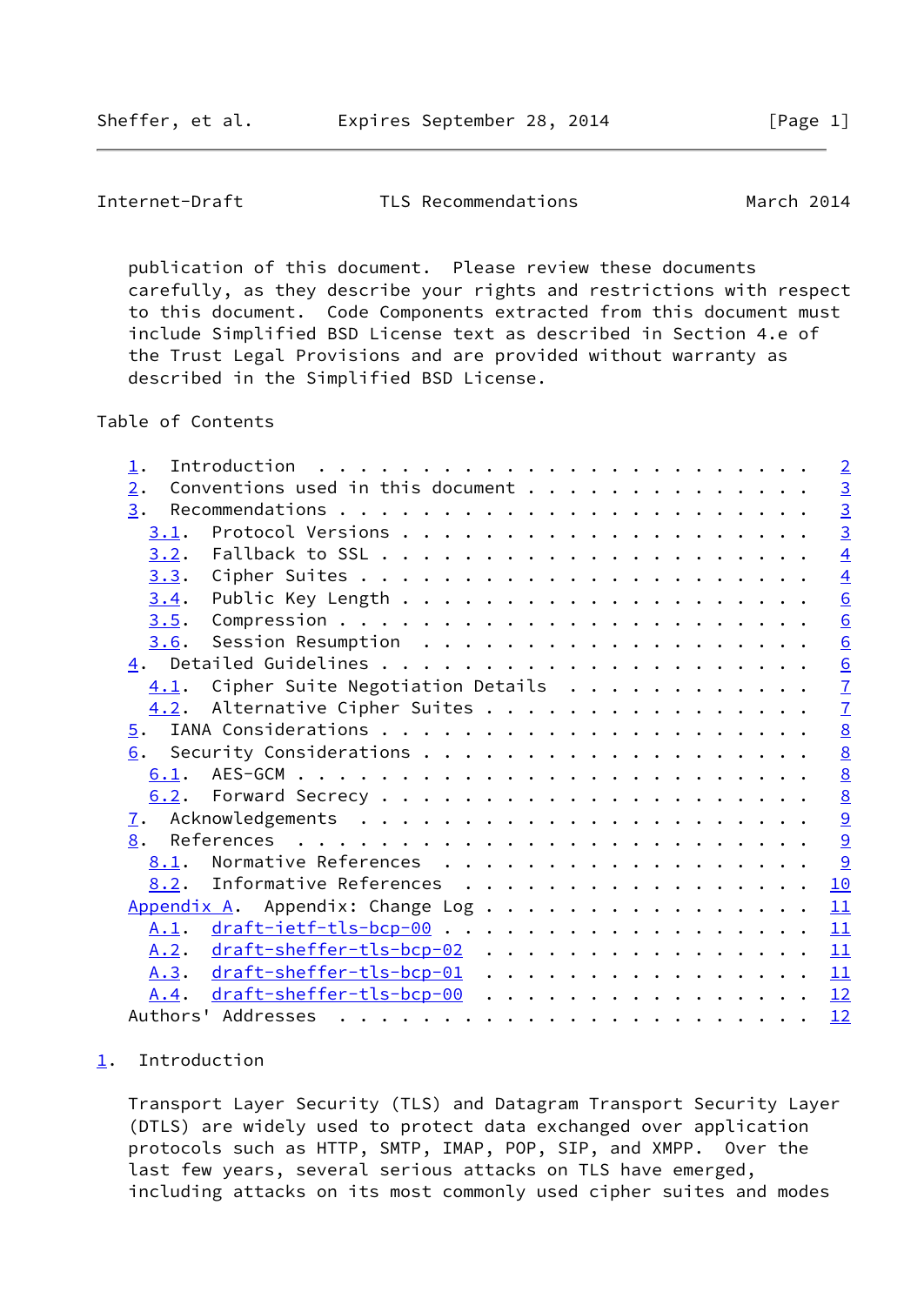publication of this document. Please review these documents carefully, as they describe your rights and restrictions with respect to this document. Code Components extracted from this document must include Simplified BSD License text as described in Section 4.e of the Trust Legal Provisions and are provided without warranty as described in the Simplified BSD License.

Table of Contents

```
   1.  Introduction . . . . . . . . . . . . . . . . . . . . . . . .   2
   2.  Conventions used in this document . . . . . . . . . . . . .   3
   3.  Recommendations . . . . . . . . . . . . . . . . . . . . . .   3
     3.1.  Protocol Versions . . . . . . . . . . . . . . . . . . .   3
     3.2.  Fallback to SSL . . . . . . . . . . . . . . . . . . . .   4
     3.3.  Cipher Suites . . . . . . . . . . . . . . . . . . . . .   4
     3.4.  Public Key Length . . . . . . . . . . . . . . . . . . .   6
     3.5.  Compression . . . . . . . . . . . . . . . . . . . . . .   6
     3.6.  Session Resumption  . . . . . . . . . . . . . . . . . .   6
   4.  Detailed Guidelines . . . . . . . . . . . . . . . . . . . .   6
     4.1.  Cipher Suite Negotiation Details  . . . . . . . . . . .   7
     4.2.  Alternative Cipher Suites . . . . . . . . . . . . . . .   7
   5.  IANA Considerations . . . . . . . . . . . . . . . . . . . .   8
   6.  Security Considerations . . . . . . . . . . . . . . . . . .   8
     6.1.  AES-GCM . . . . . . . . . . . . . . . . . . . . . . . .   8
     6.2.  Forward Secrecy . . . . . . . . . . . . . . . . . . . .   8
   7.  Acknowledgements  . . . . . . . . . . . . . . . . . . . . .   9
   8.  References  . . . . . . . . . . . . . . . . . . . . . . . .   9
     8.1.  Normative References  . . . . . . . . . . . . . . . . .   9
     8.2.  Informative References  . . . . . . . . . . . . . . . .  10
   Appendix A.  Appendix: Change Log . . . . . . . . . . . . . . .  11
     A.1.  draft-ietf-tls-bcp-00 . . . . . . . . . . . . . . . . .  11
     A.2.  draft-sheffer-tls-bcp-02  . . . . . . . . . . . . . . .  11
     A.3.  draft-sheffer-tls-bcp-01  . . . . . . . . . . . . . . .  11
     A.4.  draft-sheffer-tls-bcp-00  . . . . . . . . . . . . . . .  12
   Authors' Addresses  . . . . . . . . . . . . . . . . . . . . . .  12
```

## 1. Introduction

Transport Layer Security (TLS) and Datagram Transport Security Layer (DTLS) are widely used to protect data exchanged over application protocols such as HTTP, SMTP, IMAP, POP, SIP, and XMPP. Over the last few years, several serious attacks on TLS have emerged, including attacks on its most commonly used cipher suites and modes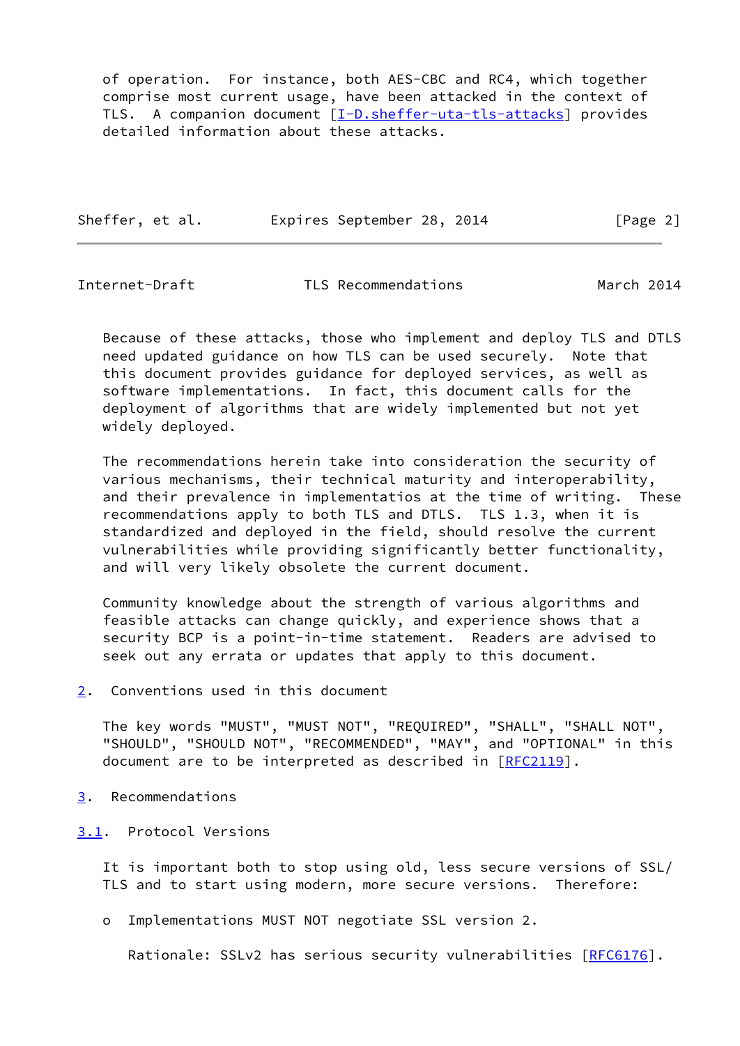of operation. For instance, both AES-CBC and RC4, which together comprise most current usage, have been attacked in the context of TLS. A companion document [I-D.sheffer-uta-tls-attacks] provides detailed information about these attacks.

Because of these attacks, those who implement and deploy TLS and DTLS need updated guidance on how TLS can be used securely. Note that this document provides guidance for deployed services, as well as software implementations. In fact, this document calls for the deployment of algorithms that are widely implemented but not yet widely deployed.

The recommendations herein take into consideration the security of various mechanisms, their technical maturity and interoperability, and their prevalence in implementatios at the time of writing. These recommendations apply to both TLS and DTLS. TLS 1.3, when it is standardized and deployed in the field, should resolve the current vulnerabilities while providing significantly better functionality, and will very likely obsolete the current document.

Community knowledge about the strength of various algorithms and feasible attacks can change quickly, and experience shows that a security BCP is a point-in-time statement. Readers are advised to seek out any errata or updates that apply to this document.

## 2. Conventions used in this document

The key words "MUST", "MUST NOT", "REQUIRED", "SHALL", "SHALL NOT", "SHOULD", "SHOULD NOT", "RECOMMENDED", "MAY", and "OPTIONAL" in this document are to be interpreted as described in [RFC2119].

## 3. Recommendations

### 3.1. Protocol Versions

It is important both to stop using old, less secure versions of SSL/TLS and to start using modern, more secure versions. Therefore:

- Implementations MUST NOT negotiate SSL version 2.

  Rationale: SSLv2 has serious security vulnerabilities [RFC6176].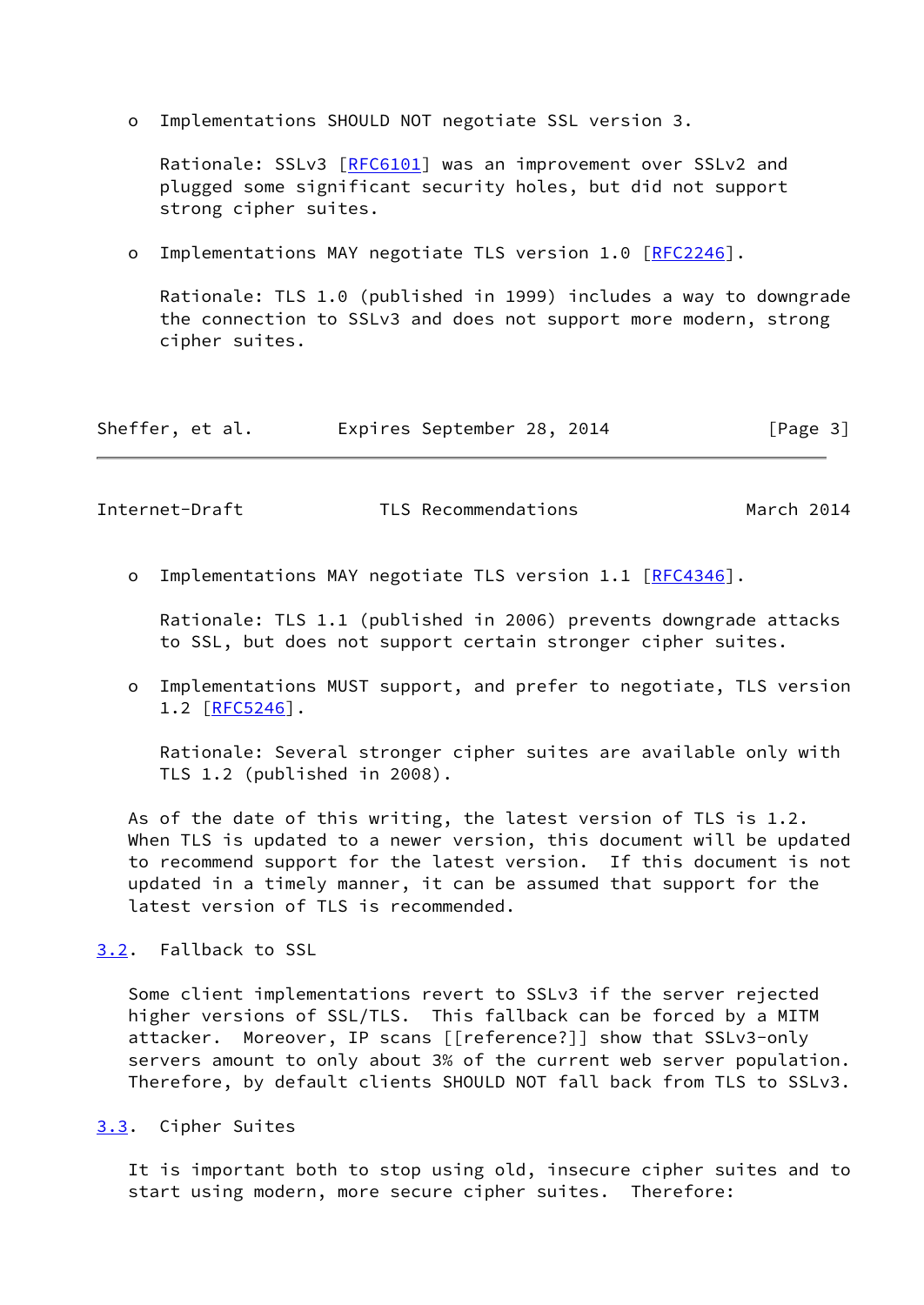- Implementations SHOULD NOT negotiate SSL version 3.

  Rationale: SSLv3 [RFC6101] was an improvement over SSLv2 and plugged some significant security holes, but did not support strong cipher suites.

- Implementations MAY negotiate TLS version 1.0 [RFC2246].

  Rationale: TLS 1.0 (published in 1999) includes a way to downgrade the connection to SSLv3 and does not support more modern, strong cipher suites.

- Implementations MAY negotiate TLS version 1.1 [RFC4346].

  Rationale: TLS 1.1 (published in 2006) prevents downgrade attacks to SSL, but does not support certain stronger cipher suites.

- Implementations MUST support, and prefer to negotiate, TLS version 1.2 [RFC5246].

  Rationale: Several stronger cipher suites are available only with TLS 1.2 (published in 2008).

As of the date of this writing, the latest version of TLS is 1.2. When TLS is updated to a newer version, this document will be updated to recommend support for the latest version. If this document is not updated in a timely manner, it can be assumed that support for the latest version of TLS is recommended.

## 3.2. Fallback to SSL

Some client implementations revert to SSLv3 if the server rejected higher versions of SSL/TLS. This fallback can be forced by a MITM attacker. Moreover, IP scans [[reference?]] show that SSLv3-only servers amount to only about 3% of the current web server population. Therefore, by default clients SHOULD NOT fall back from TLS to SSLv3.

## 3.3. Cipher Suites

It is important both to stop using old, insecure cipher suites and to start using modern, more secure cipher suites. Therefore: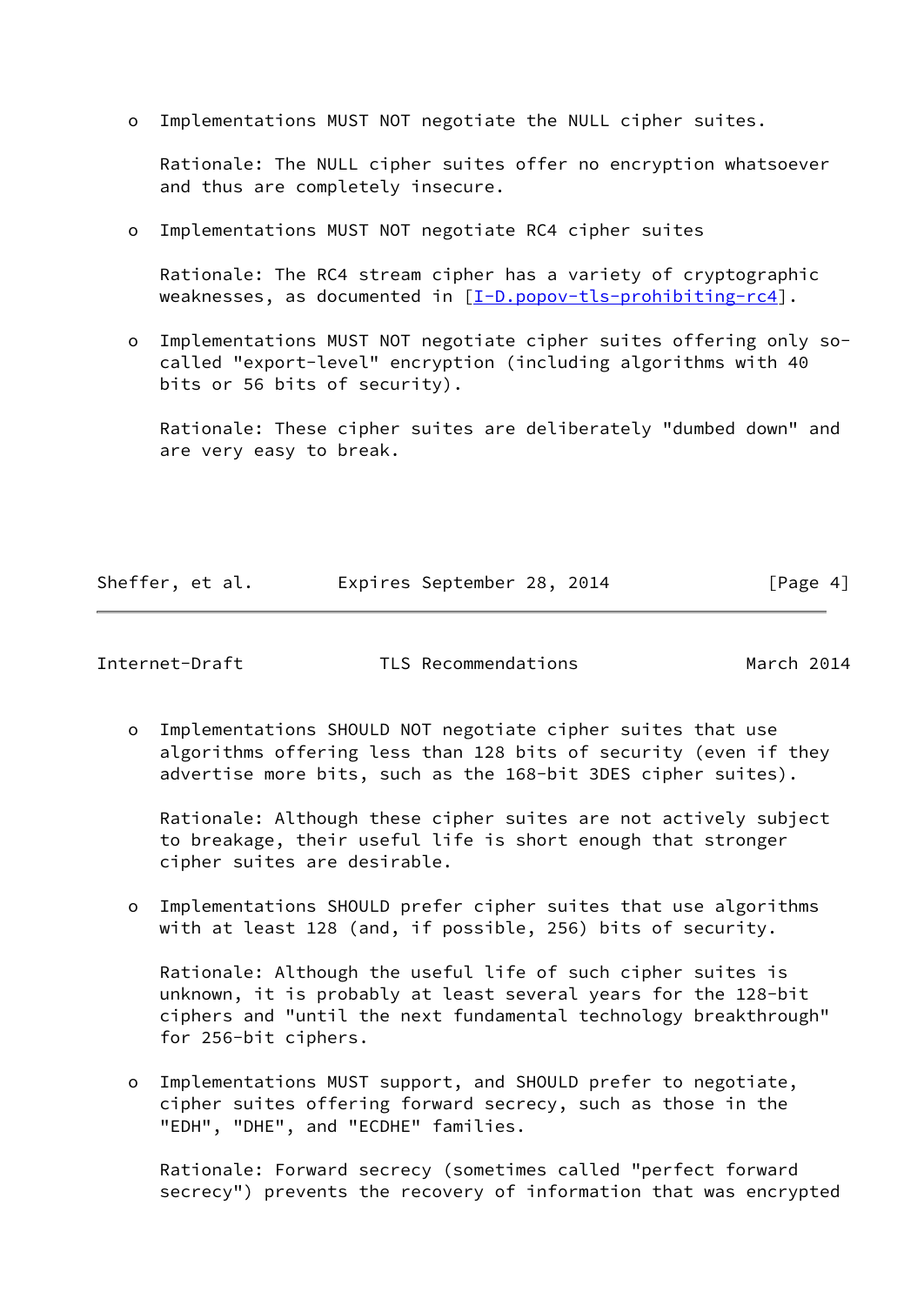- Implementations MUST NOT negotiate the NULL cipher suites.

  Rationale: The NULL cipher suites offer no encryption whatsoever and thus are completely insecure.

- Implementations MUST NOT negotiate RC4 cipher suites

  Rationale: The RC4 stream cipher has a variety of cryptographic weaknesses, as documented in [I-D.popov-tls-prohibiting-rc4].

- Implementations MUST NOT negotiate cipher suites offering only so-called "export-level" encryption (including algorithms with 40 bits or 56 bits of security).

  Rationale: These cipher suites are deliberately "dumbed down" and are very easy to break.

- Implementations SHOULD NOT negotiate cipher suites that use algorithms offering less than 128 bits of security (even if they advertise more bits, such as the 168-bit 3DES cipher suites).

  Rationale: Although these cipher suites are not actively subject to breakage, their useful life is short enough that stronger cipher suites are desirable.

- Implementations SHOULD prefer cipher suites that use algorithms with at least 128 (and, if possible, 256) bits of security.

  Rationale: Although the useful life of such cipher suites is unknown, it is probably at least several years for the 128-bit ciphers and "until the next fundamental technology breakthrough" for 256-bit ciphers.

- Implementations MUST support, and SHOULD prefer to negotiate, cipher suites offering forward secrecy, such as those in the "EDH", "DHE", and "ECDHE" families.

  Rationale: Forward secrecy (sometimes called "perfect forward secrecy") prevents the recovery of information that was encrypted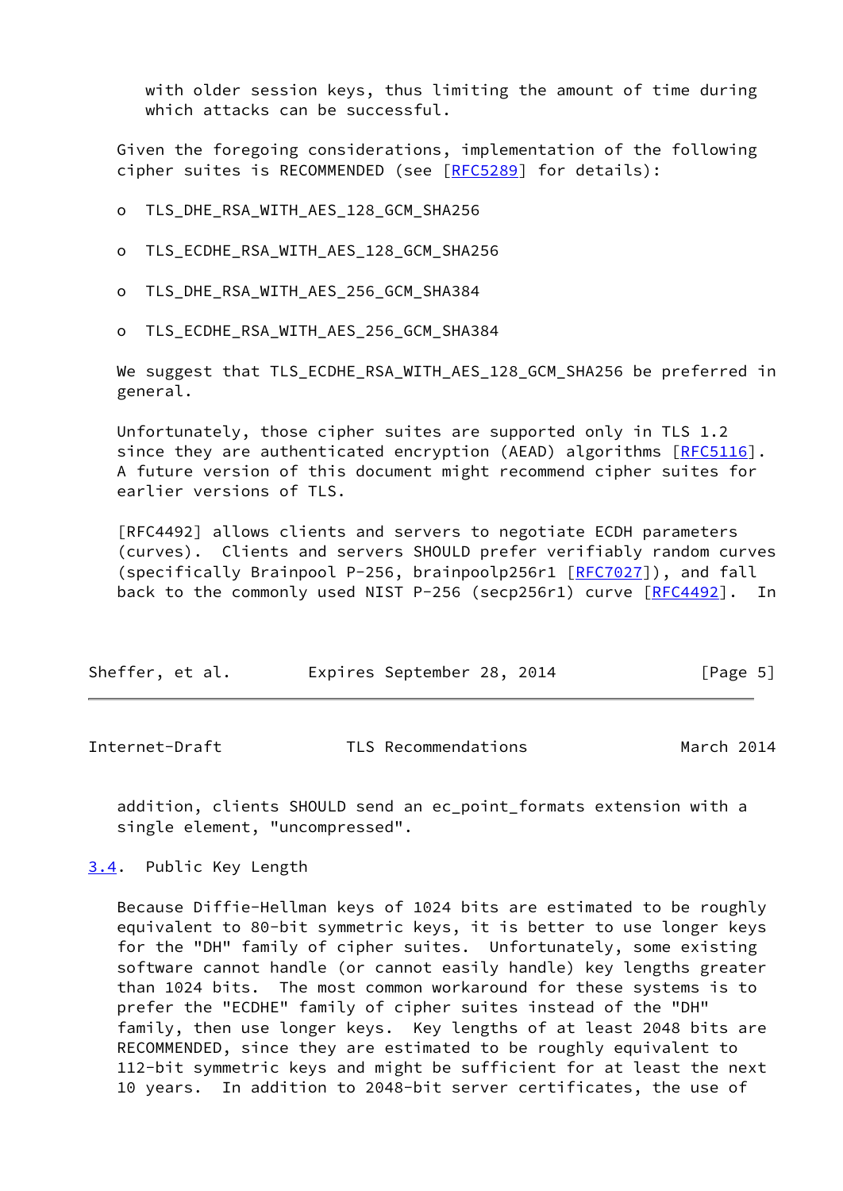with older session keys, thus limiting the amount of time during which attacks can be successful.

Given the foregoing considerations, implementation of the following cipher suites is RECOMMENDED (see [RFC5289] for details):

- TLS_DHE_RSA_WITH_AES_128_GCM_SHA256
- TLS_ECDHE_RSA_WITH_AES_128_GCM_SHA256
- TLS_DHE_RSA_WITH_AES_256_GCM_SHA384
- TLS_ECDHE_RSA_WITH_AES_256_GCM_SHA384

We suggest that TLS_ECDHE_RSA_WITH_AES_128_GCM_SHA256 be preferred in general.

Unfortunately, those cipher suites are supported only in TLS 1.2 since they are authenticated encryption (AEAD) algorithms [RFC5116]. A future version of this document might recommend cipher suites for earlier versions of TLS.

[RFC4492] allows clients and servers to negotiate ECDH parameters (curves). Clients and servers SHOULD prefer verifiably random curves (specifically Brainpool P-256, brainpoolp256r1 [RFC7027]), and fall back to the commonly used NIST P-256 (secp256r1) curve [RFC4492]. In addition, clients SHOULD send an ec_point_formats extension with a single element, "uncompressed".

## 3.4. Public Key Length

Because Diffie-Hellman keys of 1024 bits are estimated to be roughly equivalent to 80-bit symmetric keys, it is better to use longer keys for the "DH" family of cipher suites. Unfortunately, some existing software cannot handle (or cannot easily handle) key lengths greater than 1024 bits. The most common workaround for these systems is to prefer the "ECDHE" family of cipher suites instead of the "DH" family, then use longer keys. Key lengths of at least 2048 bits are RECOMMENDED, since they are estimated to be roughly equivalent to 112-bit symmetric keys and might be sufficient for at least the next 10 years. In addition to 2048-bit server certificates, the use of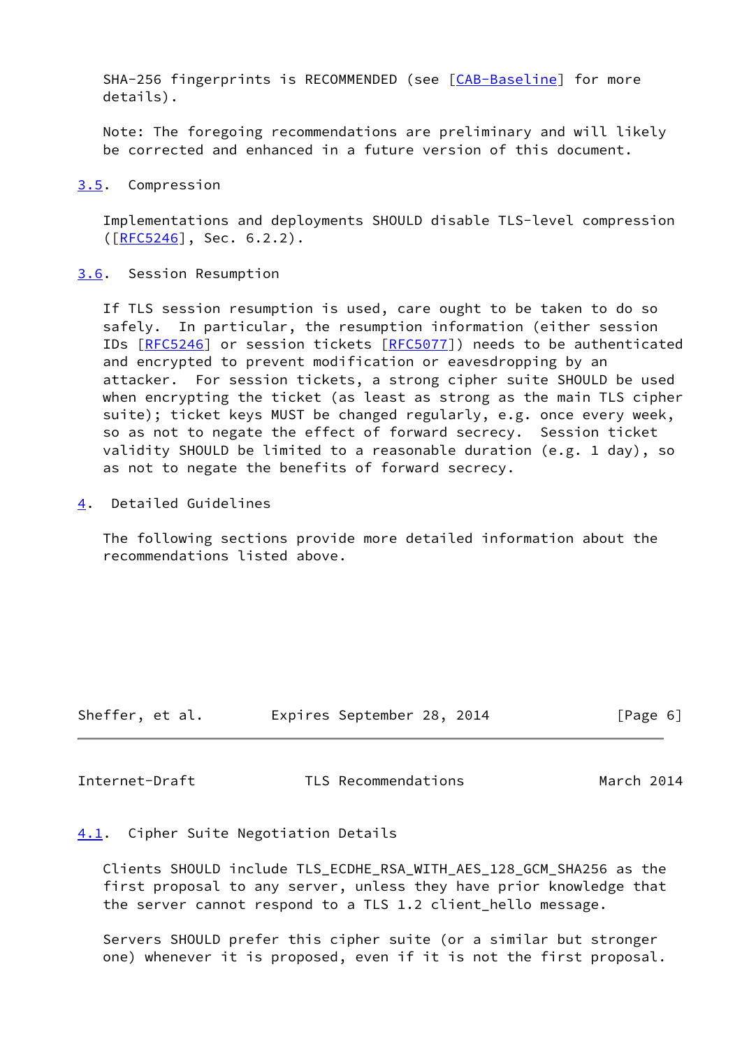SHA-256 fingerprints is RECOMMENDED (see [CAB-Baseline] for more details).

Note: The foregoing recommendations are preliminary and will likely be corrected and enhanced in a future version of this document.

### 3.5. Compression

Implementations and deployments SHOULD disable TLS-level compression ([RFC5246], Sec. 6.2.2).

### 3.6. Session Resumption

If TLS session resumption is used, care ought to be taken to do so safely. In particular, the resumption information (either session IDs [RFC5246] or session tickets [RFC5077]) needs to be authenticated and encrypted to prevent modification or eavesdropping by an attacker. For session tickets, a strong cipher suite SHOULD be used when encrypting the ticket (as least as strong as the main TLS cipher suite); ticket keys MUST be changed regularly, e.g. once every week, so as not to negate the effect of forward secrecy. Session ticket validity SHOULD be limited to a reasonable duration (e.g. 1 day), so as not to negate the benefits of forward secrecy.

## 4. Detailed Guidelines

The following sections provide more detailed information about the recommendations listed above.

### 4.1. Cipher Suite Negotiation Details

Clients SHOULD include TLS_ECDHE_RSA_WITH_AES_128_GCM_SHA256 as the first proposal to any server, unless they have prior knowledge that the server cannot respond to a TLS 1.2 client_hello message.

Servers SHOULD prefer this cipher suite (or a similar but stronger one) whenever it is proposed, even if it is not the first proposal.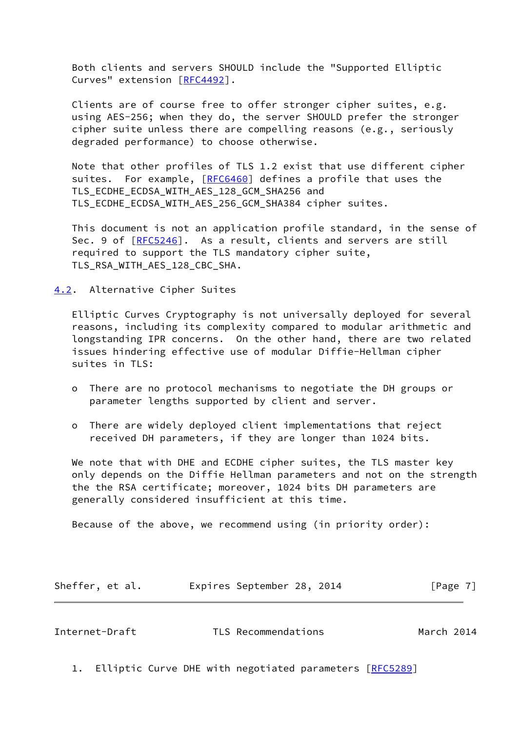Both clients and servers SHOULD include the "Supported Elliptic Curves" extension [RFC4492].

Clients are of course free to offer stronger cipher suites, e.g. using AES-256; when they do, the server SHOULD prefer the stronger cipher suite unless there are compelling reasons (e.g., seriously degraded performance) to choose otherwise.

Note that other profiles of TLS 1.2 exist that use different cipher suites. For example, [RFC6460] defines a profile that uses the TLS_ECDHE_ECDSA_WITH_AES_128_GCM_SHA256 and TLS_ECDHE_ECDSA_WITH_AES_256_GCM_SHA384 cipher suites.

This document is not an application profile standard, in the sense of Sec. 9 of [RFC5246]. As a result, clients and servers are still required to support the TLS mandatory cipher suite, TLS_RSA_WITH_AES_128_CBC_SHA.

### 4.2. Alternative Cipher Suites

Elliptic Curves Cryptography is not universally deployed for several reasons, including its complexity compared to modular arithmetic and longstanding IPR concerns. On the other hand, there are two related issues hindering effective use of modular Diffie-Hellman cipher suites in TLS:

- There are no protocol mechanisms to negotiate the DH groups or parameter lengths supported by client and server.
- There are widely deployed client implementations that reject received DH parameters, if they are longer than 1024 bits.

We note that with DHE and ECDHE cipher suites, the TLS master key only depends on the Diffie Hellman parameters and not on the strength the the RSA certificate; moreover, 1024 bits DH parameters are generally considered insufficient at this time.

Because of the above, we recommend using (in priority order):

1. Elliptic Curve DHE with negotiated parameters [RFC5289]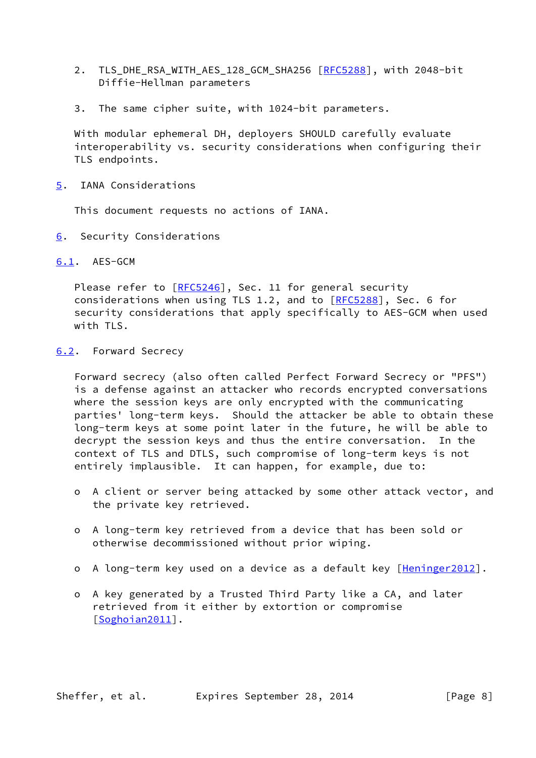2. TLS_DHE_RSA_WITH_AES_128_GCM_SHA256 [RFC5288], with 2048-bit Diffie-Hellman parameters

3. The same cipher suite, with 1024-bit parameters.

With modular ephemeral DH, deployers SHOULD carefully evaluate interoperability vs. security considerations when configuring their TLS endpoints.

## 5. IANA Considerations

This document requests no actions of IANA.

## 6. Security Considerations

### 6.1. AES-GCM

Please refer to [RFC5246], Sec. 11 for general security considerations when using TLS 1.2, and to [RFC5288], Sec. 6 for security considerations that apply specifically to AES-GCM when used with TLS.

### 6.2. Forward Secrecy

Forward secrecy (also often called Perfect Forward Secrecy or "PFS") is a defense against an attacker who records encrypted conversations where the session keys are only encrypted with the communicating parties' long-term keys. Should the attacker be able to obtain these long-term keys at some point later in the future, he will be able to decrypt the session keys and thus the entire conversation. In the context of TLS and DTLS, such compromise of long-term keys is not entirely implausible. It can happen, for example, due to:

- A client or server being attacked by some other attack vector, and the private key retrieved.
- A long-term key retrieved from a device that has been sold or otherwise decommissioned without prior wiping.
- A long-term key used on a device as a default key [Heninger2012].
- A key generated by a Trusted Third Party like a CA, and later retrieved from it either by extortion or compromise [Soghoian2011].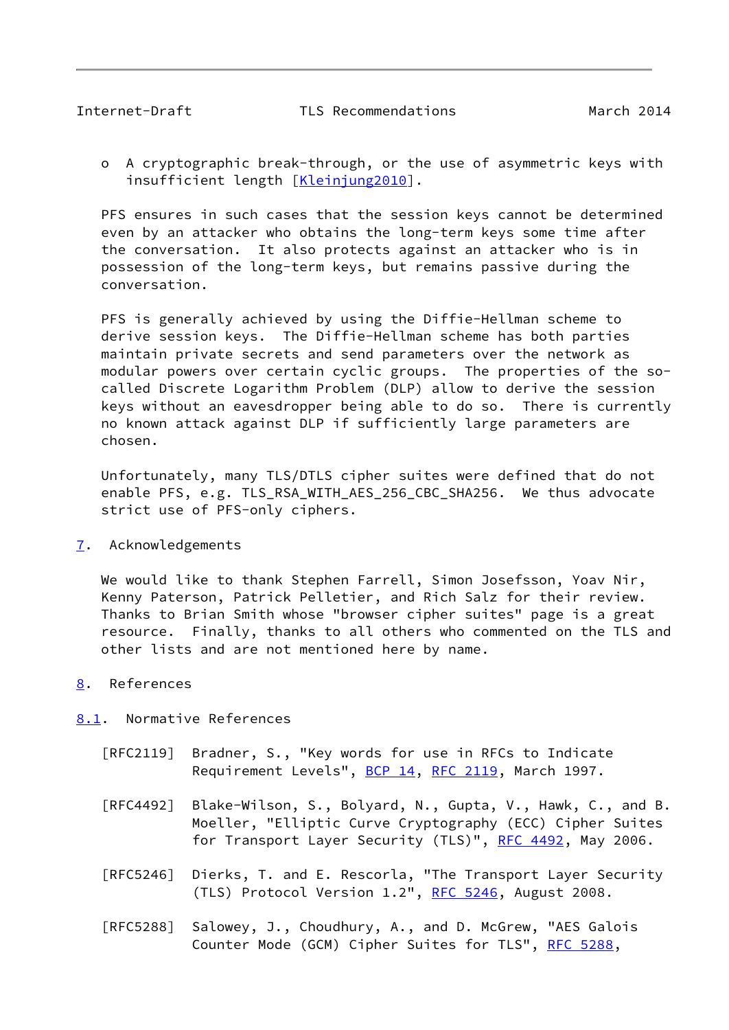- A cryptographic break-through, or the use of asymmetric keys with insufficient length [Kleinjung2010].

PFS ensures in such cases that the session keys cannot be determined even by an attacker who obtains the long-term keys some time after the conversation. It also protects against an attacker who is in possession of the long-term keys, but remains passive during the conversation.

PFS is generally achieved by using the Diffie-Hellman scheme to derive session keys. The Diffie-Hellman scheme has both parties maintain private secrets and send parameters over the network as modular powers over certain cyclic groups. The properties of the so-called Discrete Logarithm Problem (DLP) allow to derive the session keys without an eavesdropper being able to do so. There is currently no known attack against DLP if sufficiently large parameters are chosen.

Unfortunately, many TLS/DTLS cipher suites were defined that do not enable PFS, e.g. TLS_RSA_WITH_AES_256_CBC_SHA256. We thus advocate strict use of PFS-only ciphers.

## 7. Acknowledgements

We would like to thank Stephen Farrell, Simon Josefsson, Yoav Nir, Kenny Paterson, Patrick Pelletier, and Rich Salz for their review. Thanks to Brian Smith whose "browser cipher suites" page is a great resource. Finally, thanks to all others who commented on the TLS and other lists and are not mentioned here by name.

## 8. References

### 8.1. Normative References

[RFC2119] Bradner, S., "Key words for use in RFCs to Indicate Requirement Levels", BCP 14, RFC 2119, March 1997.

[RFC4492] Blake-Wilson, S., Bolyard, N., Gupta, V., Hawk, C., and B. Moeller, "Elliptic Curve Cryptography (ECC) Cipher Suites for Transport Layer Security (TLS)", RFC 4492, May 2006.

[RFC5246] Dierks, T. and E. Rescorla, "The Transport Layer Security (TLS) Protocol Version 1.2", RFC 5246, August 2008.

[RFC5288] Salowey, J., Choudhury, A., and D. McGrew, "AES Galois Counter Mode (GCM) Cipher Suites for TLS", RFC 5288,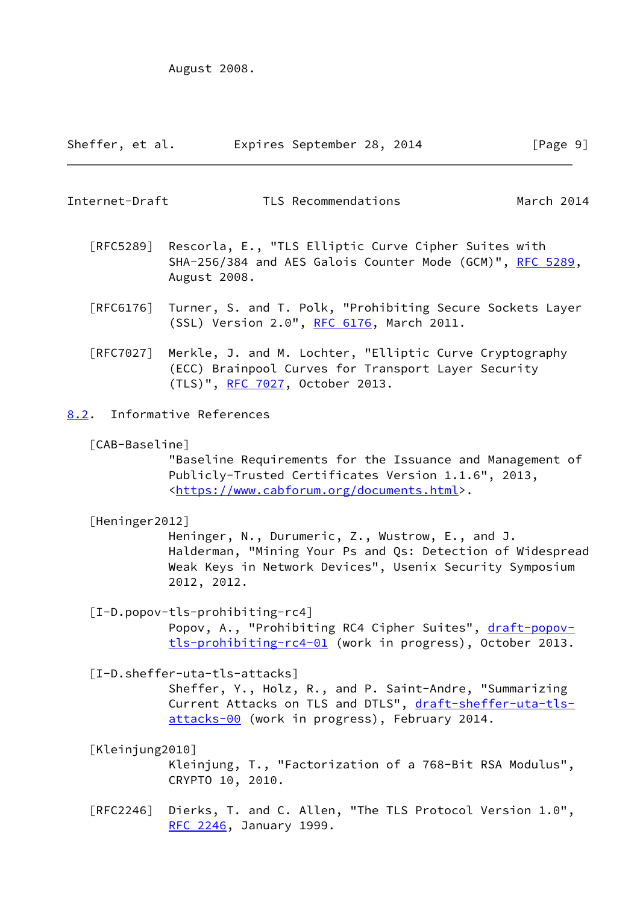August 2008.

[RFC5289] Rescorla, E., "TLS Elliptic Curve Cipher Suites with SHA-256/384 and AES Galois Counter Mode (GCM)", RFC 5289, August 2008.

[RFC6176] Turner, S. and T. Polk, "Prohibiting Secure Sockets Layer (SSL) Version 2.0", RFC 6176, March 2011.

[RFC7027] Merkle, J. and M. Lochter, "Elliptic Curve Cryptography (ECC) Brainpool Curves for Transport Layer Security (TLS)", RFC 7027, October 2013.

## 8.2. Informative References

[CAB-Baseline]
"Baseline Requirements for the Issuance and Management of Publicly-Trusted Certificates Version 1.1.6", 2013, <https://www.cabforum.org/documents.html>.

[Heninger2012]
Heninger, N., Durumeric, Z., Wustrow, E., and J. Halderman, "Mining Your Ps and Qs: Detection of Widespread Weak Keys in Network Devices", Usenix Security Symposium 2012, 2012.

[I-D.popov-tls-prohibiting-rc4]
Popov, A., "Prohibiting RC4 Cipher Suites", draft-popov-tls-prohibiting-rc4-01 (work in progress), October 2013.

[I-D.sheffer-uta-tls-attacks]
Sheffer, Y., Holz, R., and P. Saint-Andre, "Summarizing Current Attacks on TLS and DTLS", draft-sheffer-uta-tls-attacks-00 (work in progress), February 2014.

[Kleinjung2010]
Kleinjung, T., "Factorization of a 768-Bit RSA Modulus", CRYPTO 10, 2010.

[RFC2246] Dierks, T. and C. Allen, "The TLS Protocol Version 1.0", RFC 2246, January 1999.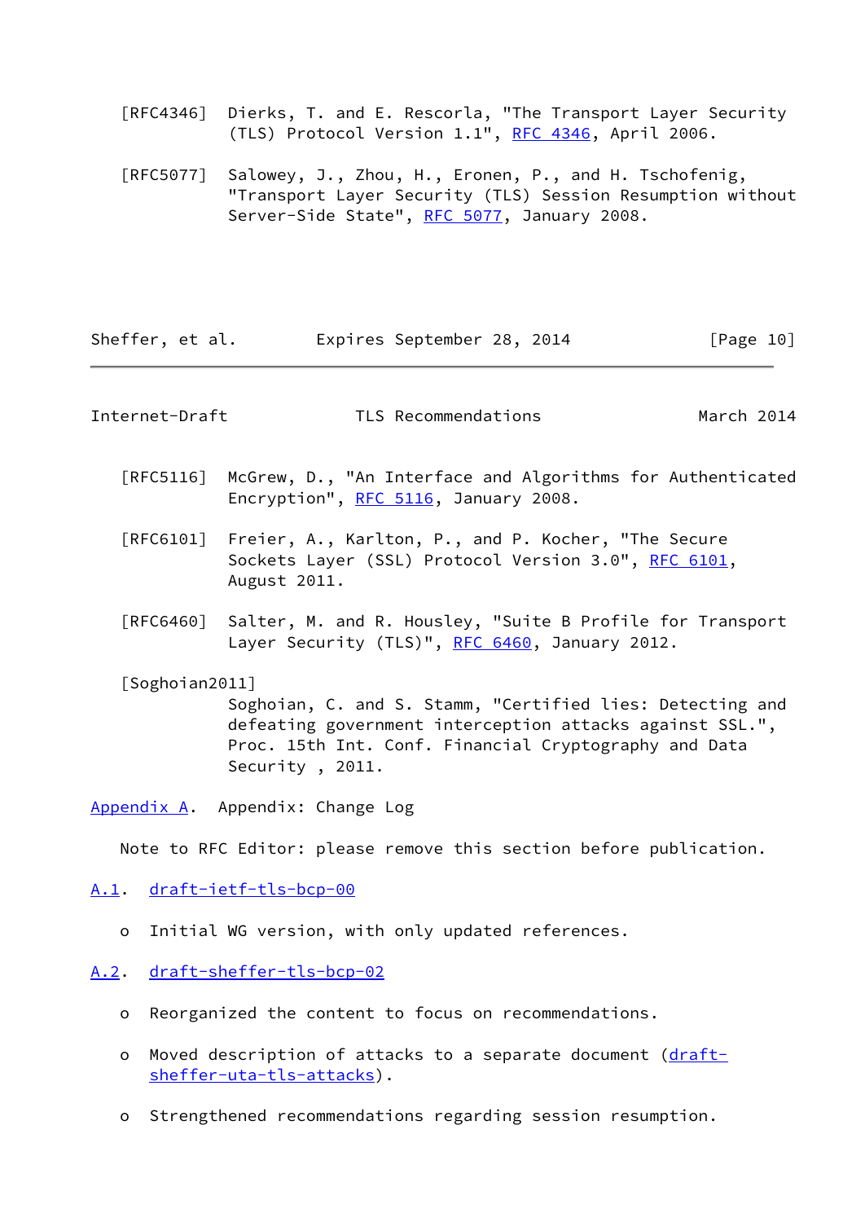[RFC4346] Dierks, T. and E. Rescorla, "The Transport Layer Security (TLS) Protocol Version 1.1", RFC 4346, April 2006.

[RFC5077] Salowey, J., Zhou, H., Eronen, P., and H. Tschofenig, "Transport Layer Security (TLS) Session Resumption without Server-Side State", RFC 5077, January 2008.

[RFC5116] McGrew, D., "An Interface and Algorithms for Authenticated Encryption", RFC 5116, January 2008.

[RFC6101] Freier, A., Karlton, P., and P. Kocher, "The Secure Sockets Layer (SSL) Protocol Version 3.0", RFC 6101, August 2011.

[RFC6460] Salter, M. and R. Housley, "Suite B Profile for Transport Layer Security (TLS)", RFC 6460, January 2012.

[Soghoian2011] Soghoian, C. and S. Stamm, "Certified lies: Detecting and defeating government interception attacks against SSL.", Proc. 15th Int. Conf. Financial Cryptography and Data Security , 2011.

# Appendix A. Appendix: Change Log

Note to RFC Editor: please remove this section before publication.

## A.1. draft-ietf-tls-bcp-00

- Initial WG version, with only updated references.

## A.2. draft-sheffer-tls-bcp-02

- Reorganized the content to focus on recommendations.
- Moved description of attacks to a separate document (draft-sheffer-uta-tls-attacks).
- Strengthened recommendations regarding session resumption.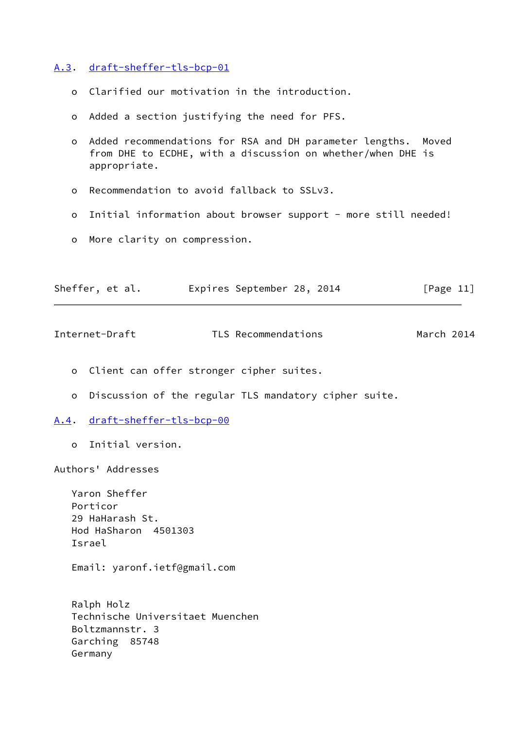### A.3. draft-sheffer-tls-bcp-01

- Clarified our motivation in the introduction.
- Added a section justifying the need for PFS.
- Added recommendations for RSA and DH parameter lengths. Moved from DHE to ECDHE, with a discussion on whether/when DHE is appropriate.
- Recommendation to avoid fallback to SSLv3.
- Initial information about browser support - more still needed!
- More clarity on compression.
- Client can offer stronger cipher suites.
- Discussion of the regular TLS mandatory cipher suite.

### A.4. draft-sheffer-tls-bcp-00

- Initial version.

## Authors' Addresses

Yaron Sheffer
Porticor
29 HaHarash St.
Hod HaSharon 4501303
Israel

Email: yaronf.ietf@gmail.com

Ralph Holz
Technische Universitaet Muenchen
Boltzmannstr. 3
Garching 85748
Germany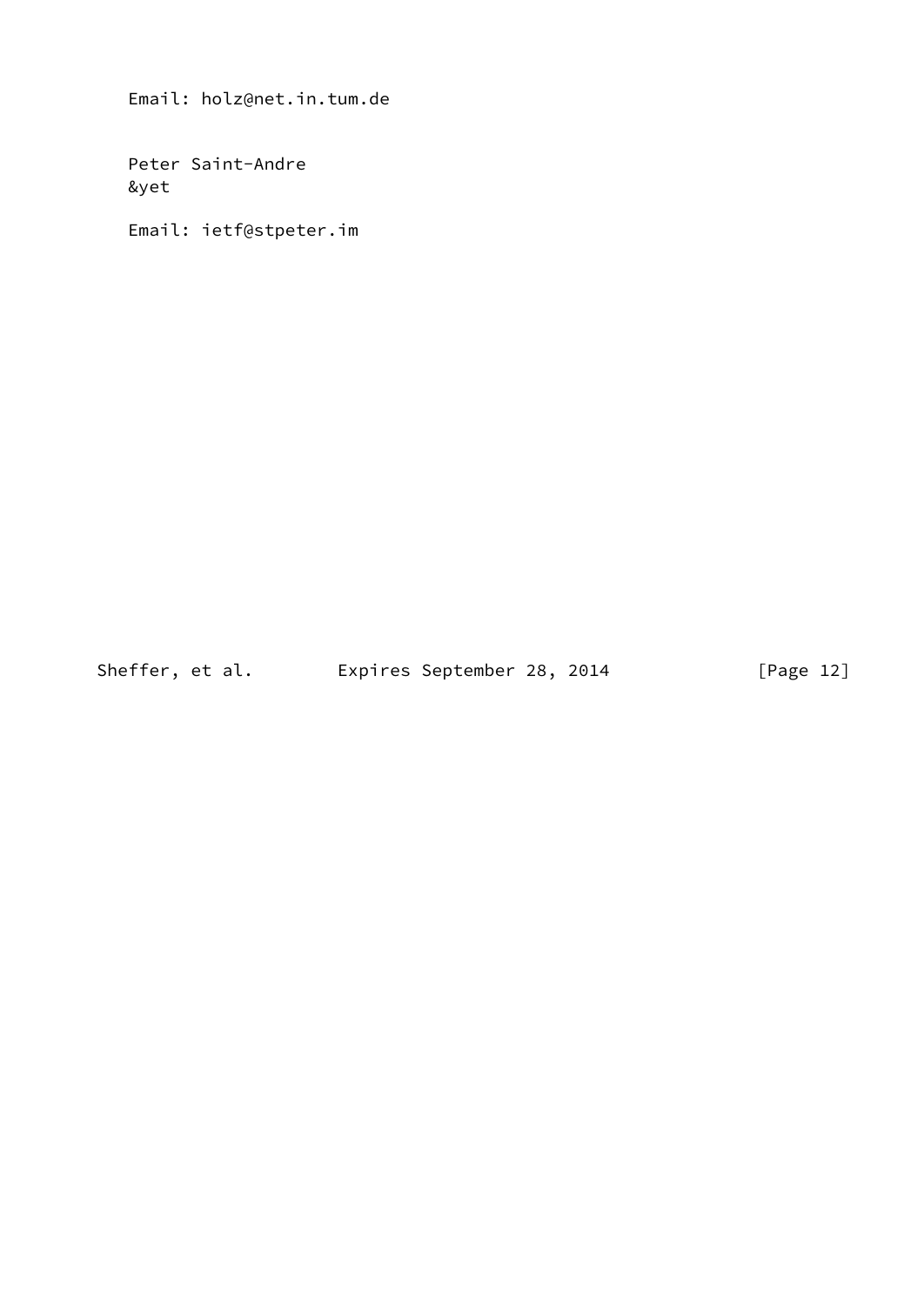Email: holz@net.in.tum.de

Peter Saint-Andre
&yet

Email: ietf@stpeter.im